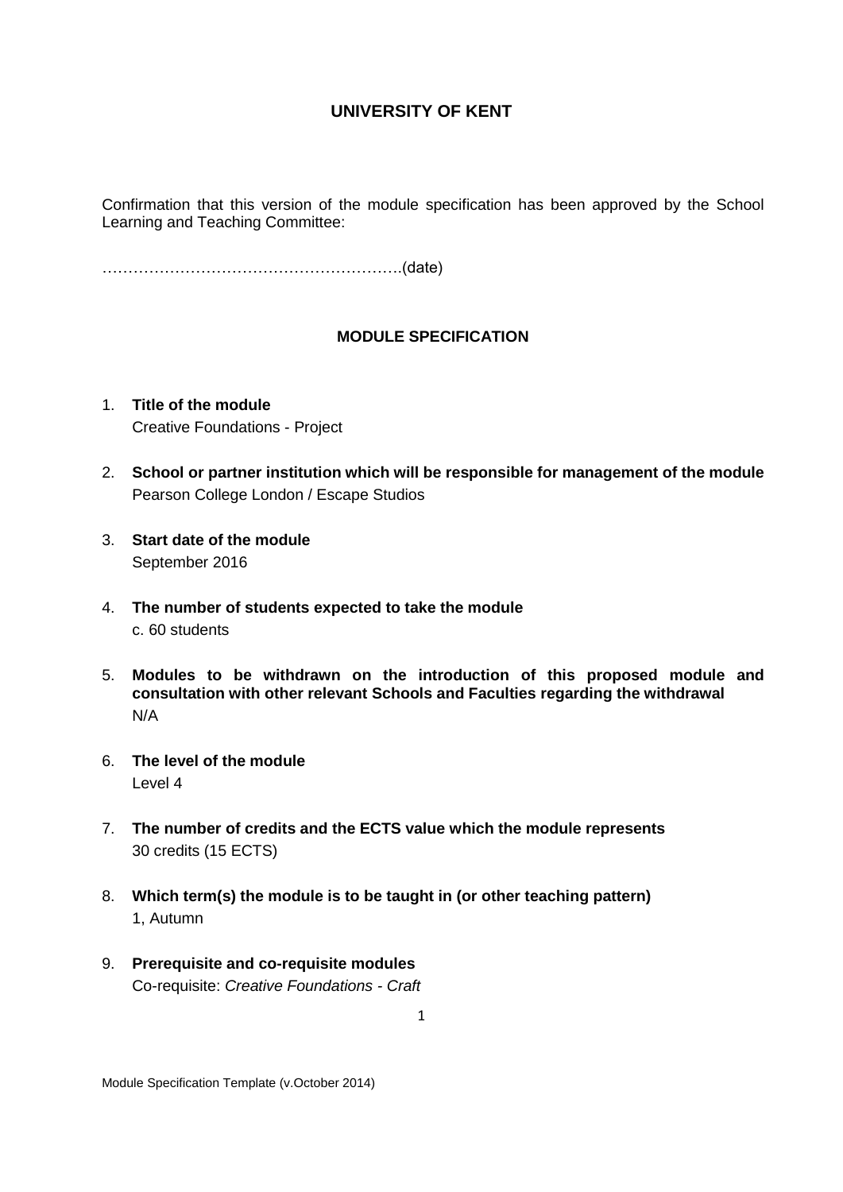# UNIVERSITY OF KENT

Confirmation that this version of the module specification has been approved by the School Learning and Teaching Committee:

……………………………………………….(date)

## MODULE SPECIFICATION

1. **Title of the module**
   Creative Foundations - Project

2. **School or partner institution which will be responsible for management of the module**
   Pearson College London / Escape Studios

3. **Start date of the module**
   September 2016

4. **The number of students expected to take the module**
   c. 60 students

5. **Modules to be withdrawn on the introduction of this proposed module and consultation with other relevant Schools and Faculties regarding the withdrawal**
   N/A

6. **The level of the module**
   Level 4

7. **The number of credits and the ECTS value which the module represents**
   30 credits (15 ECTS)

8. **Which term(s) the module is to be taught in (or other teaching pattern)**
   1, Autumn

9. **Prerequisite and co-requisite modules**
   Co-requisite: *Creative Foundations - Craft*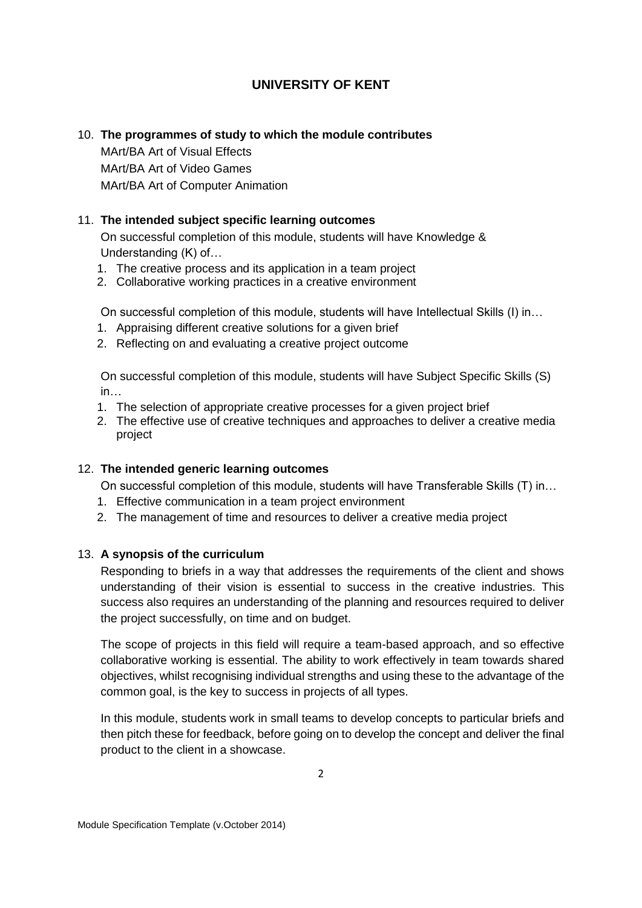# UNIVERSITY OF KENT

10. **The programmes of study to which the module contributes**

    MArt/BA Art of Visual Effects
    MArt/BA Art of Video Games
    MArt/BA Art of Computer Animation

11. **The intended subject specific learning outcomes**

    On successful completion of this module, students will have Knowledge & Understanding (K) of…

    1. The creative process and its application in a team project
    2. Collaborative working practices in a creative environment

    On successful completion of this module, students will have Intellectual Skills (I) in…

    1. Appraising different creative solutions for a given brief
    2. Reflecting on and evaluating a creative project outcome

    On successful completion of this module, students will have Subject Specific Skills (S) in…

    1. The selection of appropriate creative processes for a given project brief
    2. The effective use of creative techniques and approaches to deliver a creative media project

12. **The intended generic learning outcomes**

    On successful completion of this module, students will have Transferable Skills (T) in…

    1. Effective communication in a team project environment
    2. The management of time and resources to deliver a creative media project

13. **A synopsis of the curriculum**

    Responding to briefs in a way that addresses the requirements of the client and shows understanding of their vision is essential to success in the creative industries. This success also requires an understanding of the planning and resources required to deliver the project successfully, on time and on budget.

    The scope of projects in this field will require a team-based approach, and so effective collaborative working is essential. The ability to work effectively in team towards shared objectives, whilst recognising individual strengths and using these to the advantage of the common goal, is the key to success in projects of all types.

    In this module, students work in small teams to develop concepts to particular briefs and then pitch these for feedback, before going on to develop the concept and deliver the final product to the client in a showcase.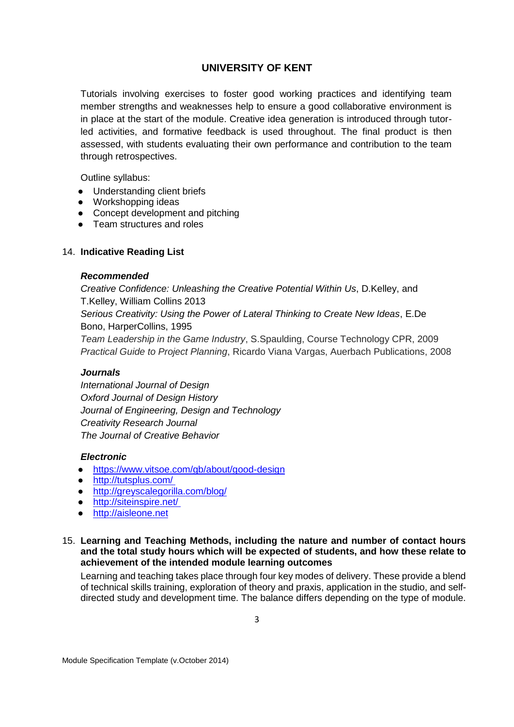Tutorials involving exercises to foster good working practices and identifying team member strengths and weaknesses help to ensure a good collaborative environment is in place at the start of the module. Creative idea generation is introduced through tutor-led activities, and formative feedback is used throughout. The final product is then assessed, with students evaluating their own performance and contribution to the team through retrospectives.

Outline syllabus:

- Understanding client briefs
- Workshopping ideas
- Concept development and pitching
- Team structures and roles

14. **Indicative Reading List**

***Recommended***

*Creative Confidence: Unleashing the Creative Potential Within Us*, D.Kelley, and T.Kelley, William Collins 2013
*Serious Creativity: Using the Power of Lateral Thinking to Create New Ideas*, E.De Bono, HarperCollins, 1995
*Team Leadership in the Game Industry*, S.Spaulding, Course Technology CPR, 2009
*Practical Guide to Project Planning*, Ricardo Viana Vargas, Auerbach Publications, 2008

***Journals***

*International Journal of Design*
*Oxford Journal of Design History*
*Journal of Engineering, Design and Technology*
*Creativity Research Journal*
*The Journal of Creative Behavior*

***Electronic***

- https://www.vitsoe.com/gb/about/good-design
- http://tutsplus.com/
- http://greyscalegorilla.com/blog/
- http://siteinspire.net/
- http://aisleone.net

15. **Learning and Teaching Methods, including the nature and number of contact hours and the total study hours which will be expected of students, and how these relate to achievement of the intended module learning outcomes**

Learning and teaching takes place through four key modes of delivery. These provide a blend of technical skills training, exploration of theory and praxis, application in the studio, and self-directed study and development time. The balance differs depending on the type of module.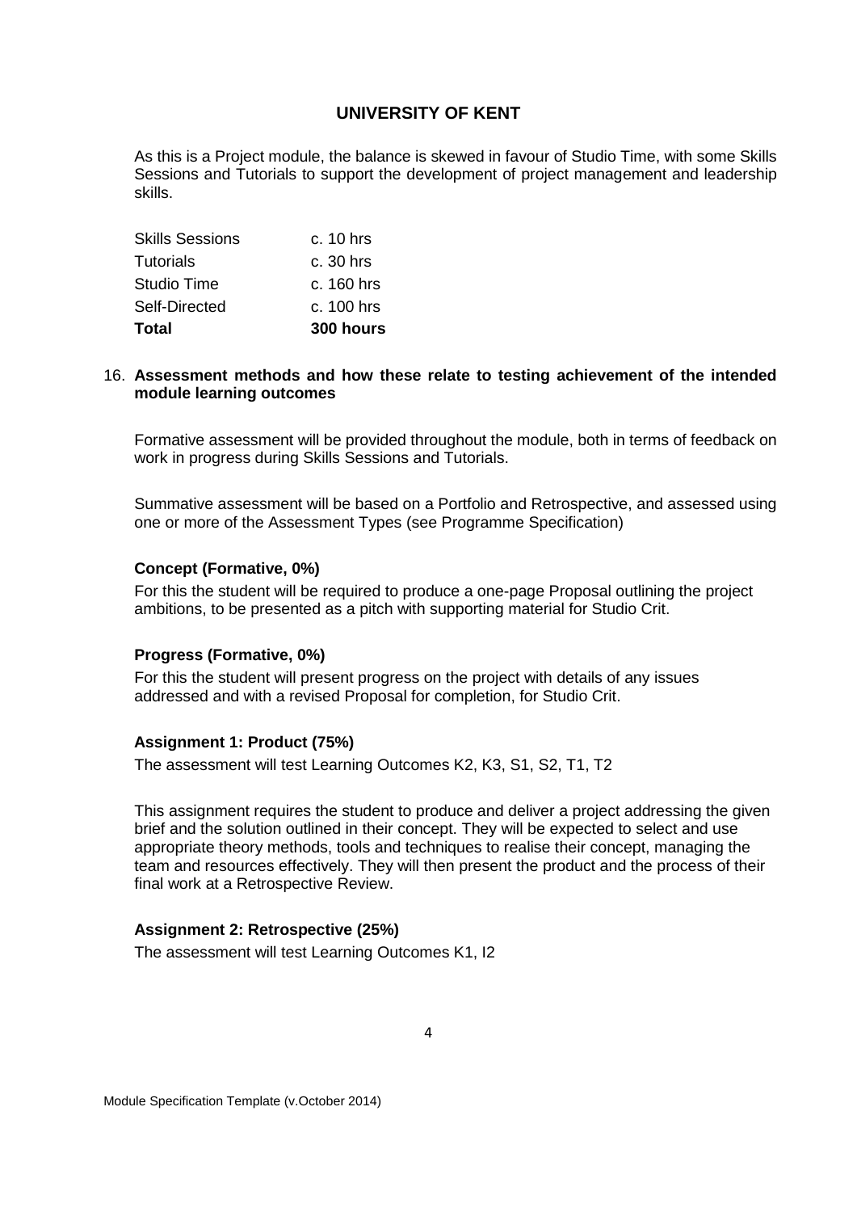As this is a Project module, the balance is skewed in favour of Studio Time, with some Skills Sessions and Tutorials to support the development of project management and leadership skills.

| | |
|---|---|
| Skills Sessions | c. 10 hrs |
| Tutorials | c. 30 hrs |
| Studio Time | c. 160 hrs |
| Self-Directed | c. 100 hrs |
| **Total** | **300 hours** |

16. **Assessment methods and how these relate to testing achievement of the intended module learning outcomes**

Formative assessment will be provided throughout the module, both in terms of feedback on work in progress during Skills Sessions and Tutorials.

Summative assessment will be based on a Portfolio and Retrospective, and assessed using one or more of the Assessment Types (see Programme Specification)

**Concept (Formative, 0%)**

For this the student will be required to produce a one-page Proposal outlining the project ambitions, to be presented as a pitch with supporting material for Studio Crit.

**Progress (Formative, 0%)**

For this the student will present progress on the project with details of any issues addressed and with a revised Proposal for completion, for Studio Crit.

**Assignment 1: Product (75%)**

The assessment will test Learning Outcomes K2, K3, S1, S2, T1, T2

This assignment requires the student to produce and deliver a project addressing the given brief and the solution outlined in their concept. They will be expected to select and use appropriate theory methods, tools and techniques to realise their concept, managing the team and resources effectively. They will then present the product and the process of their final work at a Retrospective Review.

**Assignment 2: Retrospective (25%)**

The assessment will test Learning Outcomes K1, I2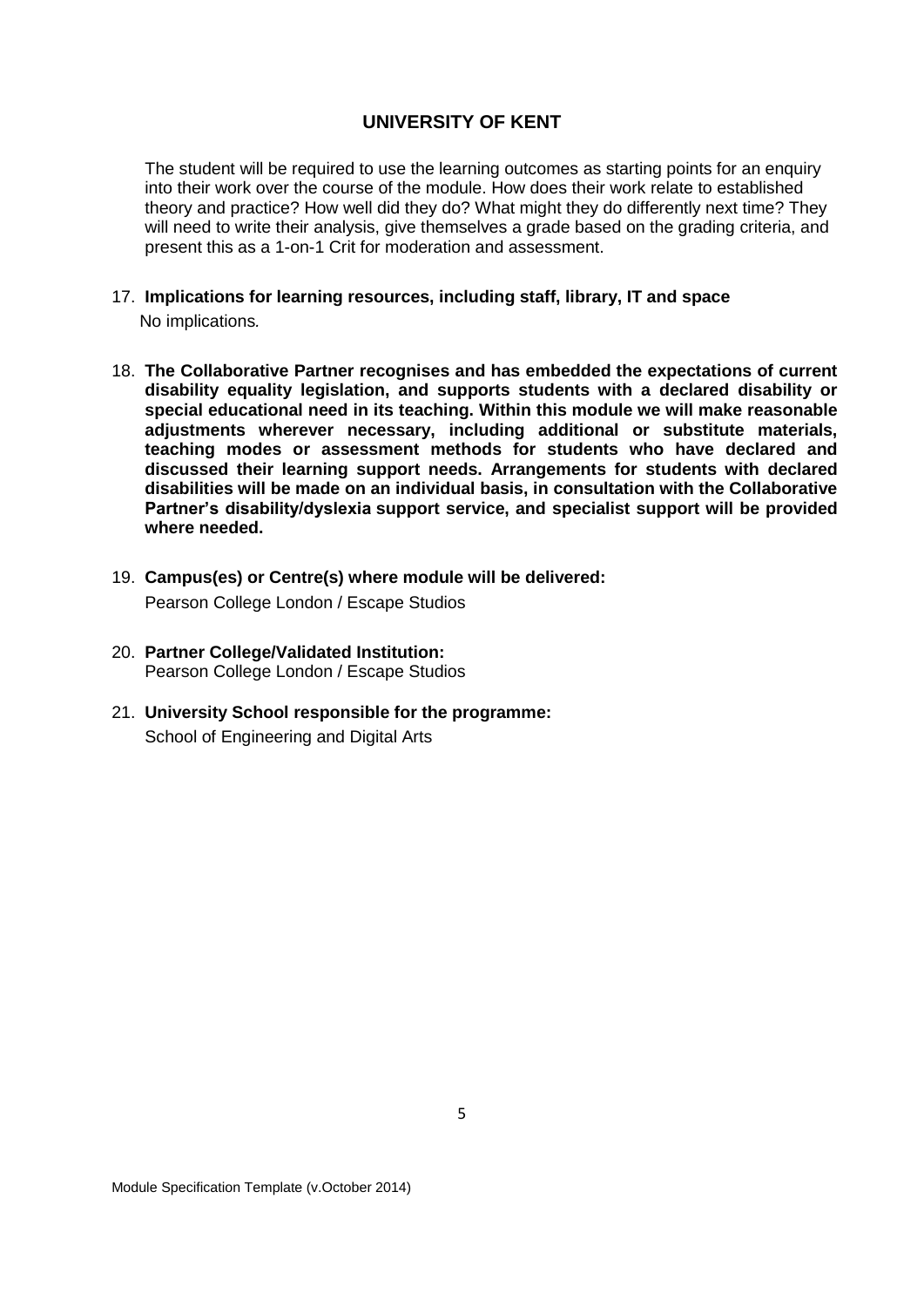The student will be required to use the learning outcomes as starting points for an enquiry into their work over the course of the module. How does their work relate to established theory and practice? How well did they do? What might they do differently next time? They will need to write their analysis, give themselves a grade based on the grading criteria, and present this as a 1-on-1 Crit for moderation and assessment.

17. **Implications for learning resources, including staff, library, IT and space**

    No implications.

18. **The Collaborative Partner recognises and has embedded the expectations of current disability equality legislation, and supports students with a declared disability or special educational need in its teaching. Within this module we will make reasonable adjustments wherever necessary, including additional or substitute materials, teaching modes or assessment methods for students who have declared and discussed their learning support needs. Arrangements for students with declared disabilities will be made on an individual basis, in consultation with the Collaborative Partner's disability/dyslexia support service, and specialist support will be provided where needed.**

19. **Campus(es) or Centre(s) where module will be delivered:**

    Pearson College London / Escape Studios

20. **Partner College/Validated Institution:**

    Pearson College London / Escape Studios

21. **University School responsible for the programme:**

    School of Engineering and Digital Arts